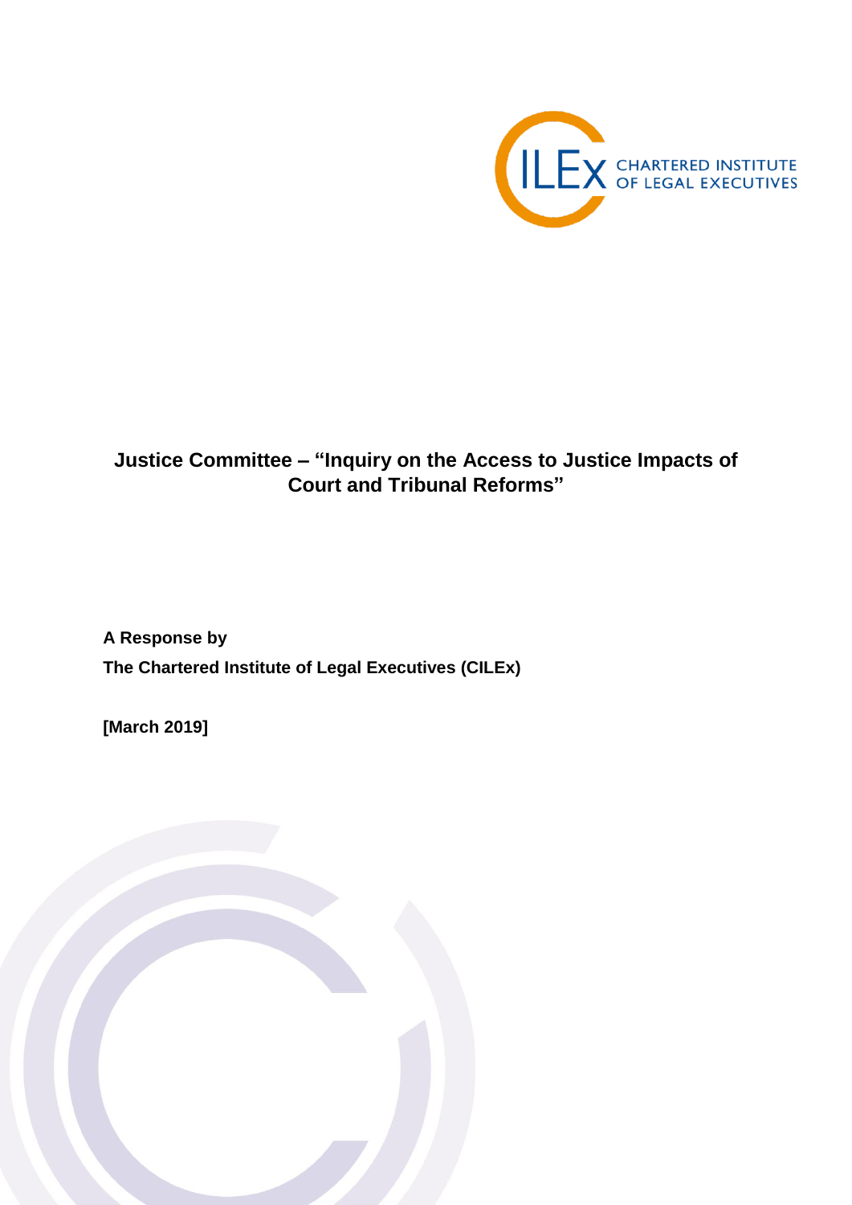CILEx CHARTERED INSTITUTE OF LEGAL EXECUTIVES

# Justice Committee – "Inquiry on the Access to Justice Impacts of Court and Tribunal Reforms"

**A Response by**

**The Chartered Institute of Legal Executives (CILEx)**

**[March 2019]**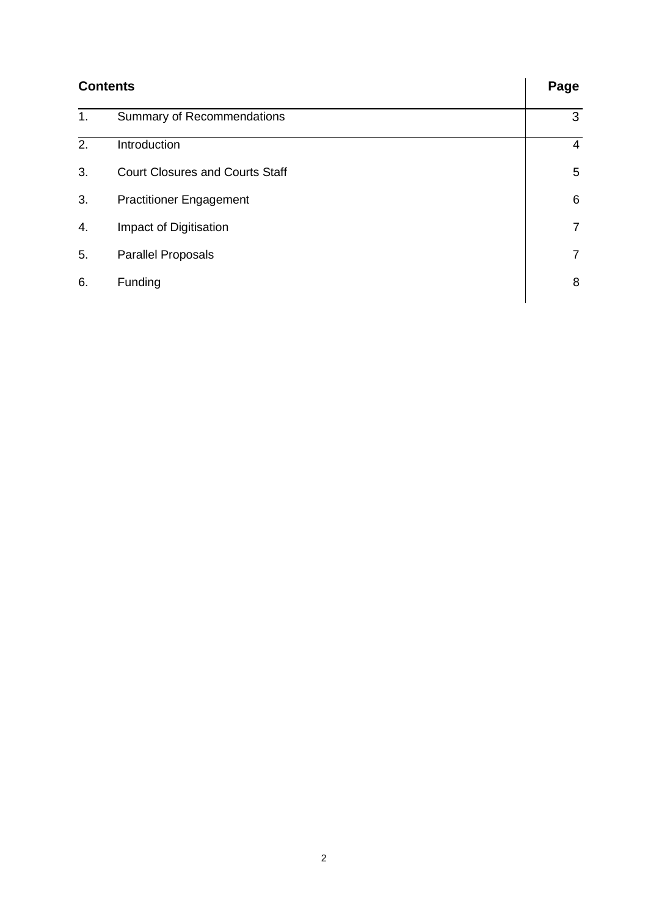| Contents | | Page |
|---|---|---|
| 1. | Summary of Recommendations | 3 |
| 2. | Introduction | 4 |
| 3. | Court Closures and Courts Staff | 5 |
| 3. | Practitioner Engagement | 6 |
| 4. | Impact of Digitisation | 7 |
| 5. | Parallel Proposals | 7 |
| 6. | Funding | 8 |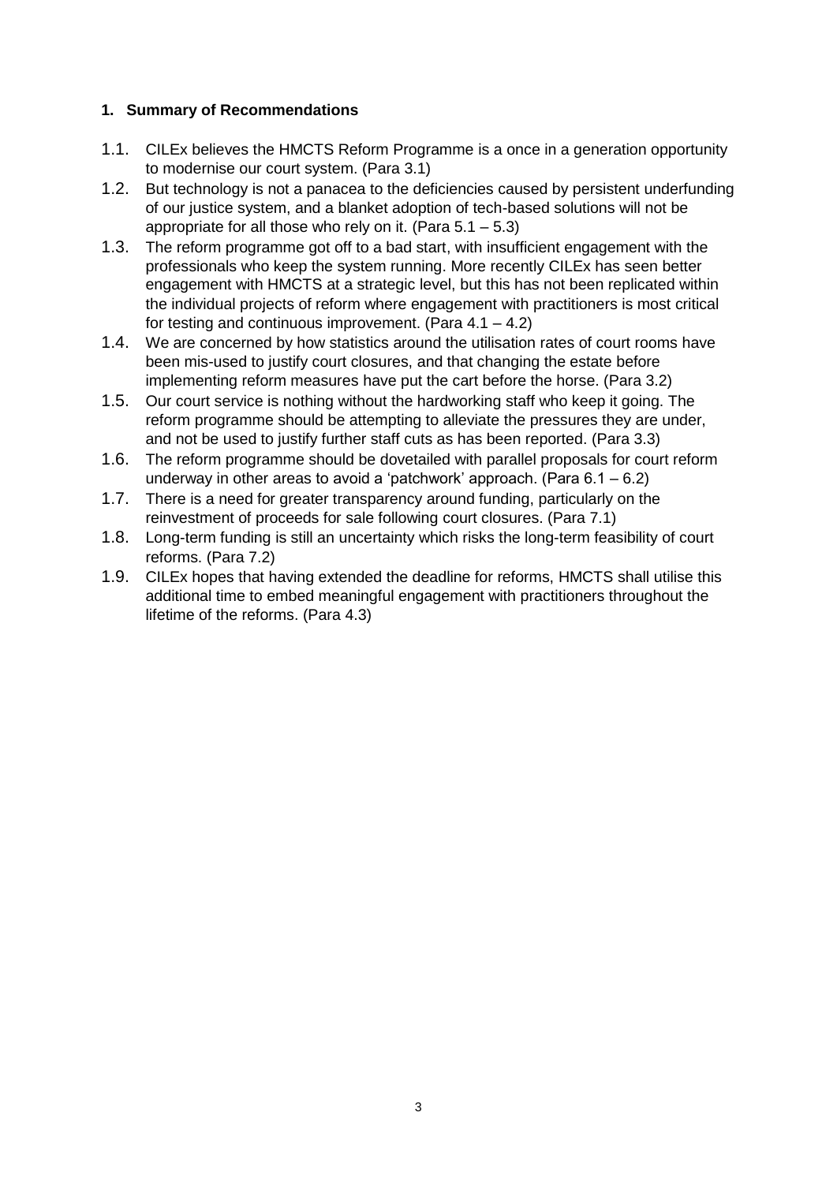## 1. Summary of Recommendations

1.1. CILEx believes the HMCTS Reform Programme is a once in a generation opportunity to modernise our court system. (Para 3.1)

1.2. But technology is not a panacea to the deficiencies caused by persistent underfunding of our justice system, and a blanket adoption of tech-based solutions will not be appropriate for all those who rely on it. (Para 5.1 – 5.3)

1.3. The reform programme got off to a bad start, with insufficient engagement with the professionals who keep the system running. More recently CILEx has seen better engagement with HMCTS at a strategic level, but this has not been replicated within the individual projects of reform where engagement with practitioners is most critical for testing and continuous improvement. (Para 4.1 – 4.2)

1.4. We are concerned by how statistics around the utilisation rates of court rooms have been mis-used to justify court closures, and that changing the estate before implementing reform measures have put the cart before the horse. (Para 3.2)

1.5. Our court service is nothing without the hardworking staff who keep it going. The reform programme should be attempting to alleviate the pressures they are under, and not be used to justify further staff cuts as has been reported. (Para 3.3)

1.6. The reform programme should be dovetailed with parallel proposals for court reform underway in other areas to avoid a 'patchwork' approach. (Para 6.1 – 6.2)

1.7. There is a need for greater transparency around funding, particularly on the reinvestment of proceeds for sale following court closures. (Para 7.1)

1.8. Long-term funding is still an uncertainty which risks the long-term feasibility of court reforms. (Para 7.2)

1.9. CILEx hopes that having extended the deadline for reforms, HMCTS shall utilise this additional time to embed meaningful engagement with practitioners throughout the lifetime of the reforms. (Para 4.3)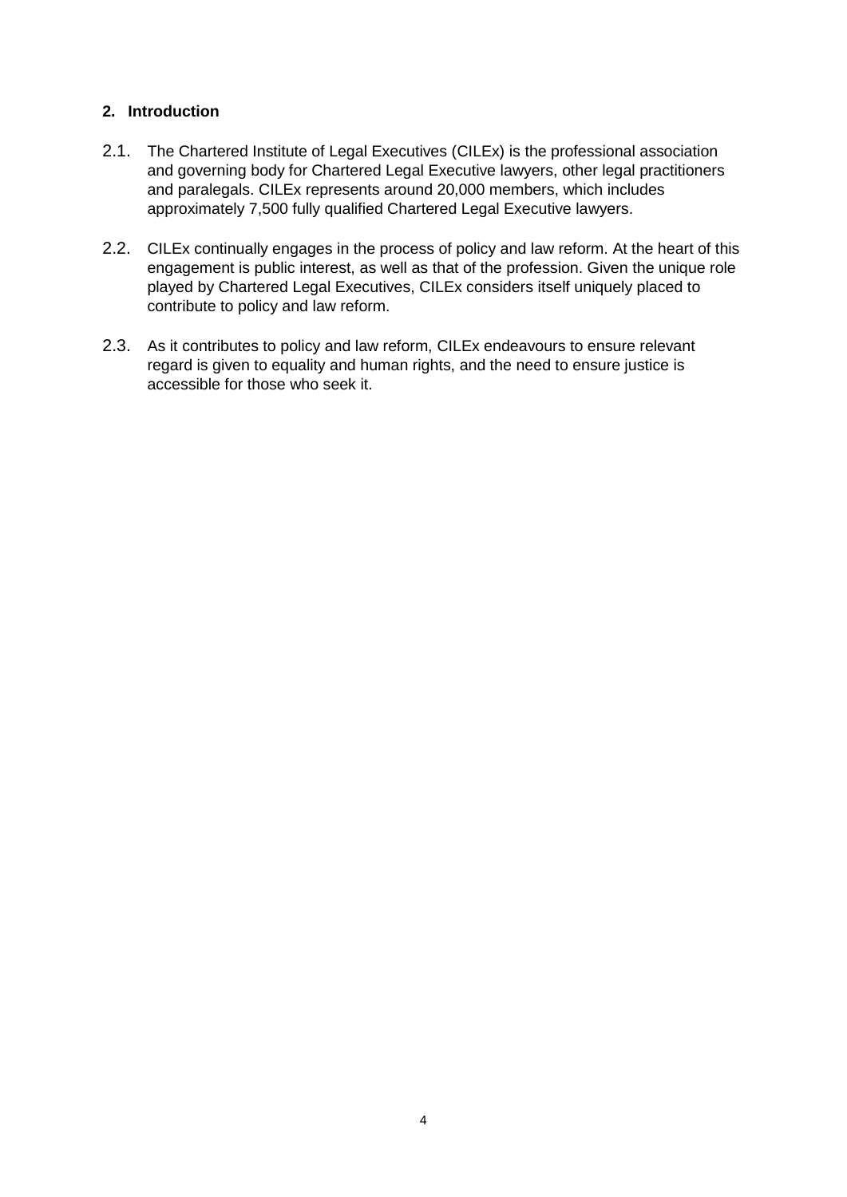## 2. Introduction

2.1. The Chartered Institute of Legal Executives (CILEx) is the professional association and governing body for Chartered Legal Executive lawyers, other legal practitioners and paralegals. CILEx represents around 20,000 members, which includes approximately 7,500 fully qualified Chartered Legal Executive lawyers.

2.2. CILEx continually engages in the process of policy and law reform. At the heart of this engagement is public interest, as well as that of the profession. Given the unique role played by Chartered Legal Executives, CILEx considers itself uniquely placed to contribute to policy and law reform.

2.3. As it contributes to policy and law reform, CILEx endeavours to ensure relevant regard is given to equality and human rights, and the need to ensure justice is accessible for those who seek it.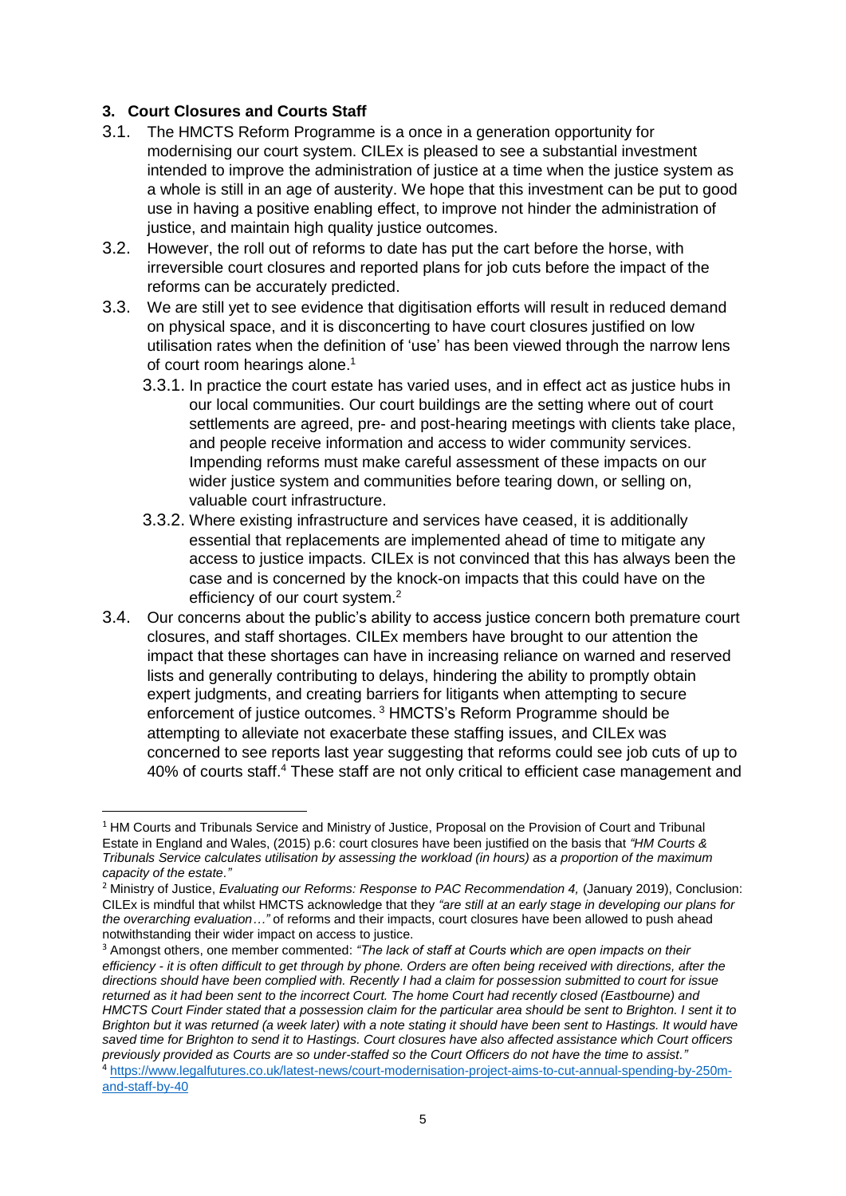### 3. Court Closures and Courts Staff

3.1. The HMCTS Reform Programme is a once in a generation opportunity for modernising our court system. CILEx is pleased to see a substantial investment intended to improve the administration of justice at a time when the justice system as a whole is still in an age of austerity. We hope that this investment can be put to good use in having a positive enabling effect, to improve not hinder the administration of justice, and maintain high quality justice outcomes.

3.2. However, the roll out of reforms to date has put the cart before the horse, with irreversible court closures and reported plans for job cuts before the impact of the reforms can be accurately predicted.

3.3. We are still yet to see evidence that digitisation efforts will result in reduced demand on physical space, and it is disconcerting to have court closures justified on low utilisation rates when the definition of 'use' has been viewed through the narrow lens of court room hearings alone.[1]

3.3.1. In practice the court estate has varied uses, and in effect act as justice hubs in our local communities. Our court buildings are the setting where out of court settlements are agreed, pre- and post-hearing meetings with clients take place, and people receive information and access to wider community services. Impending reforms must make careful assessment of these impacts on our wider justice system and communities before tearing down, or selling on, valuable court infrastructure.

3.3.2. Where existing infrastructure and services have ceased, it is additionally essential that replacements are implemented ahead of time to mitigate any access to justice impacts. CILEx is not convinced that this has always been the case and is concerned by the knock-on impacts that this could have on the efficiency of our court system.[2]

3.4. Our concerns about the public's ability to access justice concern both premature court closures, and staff shortages. CILEx members have brought to our attention the impact that these shortages can have in increasing reliance on warned and reserved lists and generally contributing to delays, hindering the ability to promptly obtain expert judgments, and creating barriers for litigants when attempting to secure enforcement of justice outcomes.[3] HMCTS's Reform Programme should be attempting to alleviate not exacerbate these staffing issues, and CILEx was concerned to see reports last year suggesting that reforms could see job cuts of up to 40% of courts staff.[4] These staff are not only critical to efficient case management and

---

[1] HM Courts and Tribunals Service and Ministry of Justice, Proposal on the Provision of Court and Tribunal Estate in England and Wales, (2015) p.6: court closures have been justified on the basis that *"HM Courts & Tribunals Service calculates utilisation by assessing the workload (in hours) as a proportion of the maximum capacity of the estate."*

[2] Ministry of Justice, *Evaluating our Reforms: Response to PAC Recommendation 4,* (January 2019), Conclusion: CILEx is mindful that whilst HMCTS acknowledge that they *"are still at an early stage in developing our plans for the overarching evaluation…"* of reforms and their impacts, court closures have been allowed to push ahead notwithstanding their wider impact on access to justice.

[3] Amongst others, one member commented: *"The lack of staff at Courts which are open impacts on their efficiency - it is often difficult to get through by phone. Orders are often being received with directions, after the directions should have been complied with. Recently I had a claim for possession submitted to court for issue returned as it had been sent to the incorrect Court. The home Court had recently closed (Eastbourne) and HMCTS Court Finder stated that a possession claim for the particular area should be sent to Brighton. I sent it to Brighton but it was returned (a week later) with a note stating it should have been sent to Hastings. It would have saved time for Brighton to send it to Hastings. Court closures have also affected assistance which Court officers previously provided as Courts are so under-staffed so the Court Officers do not have the time to assist."*

[4] https://www.legalfutures.co.uk/latest-news/court-modernisation-project-aims-to-cut-annual-spending-by-250m-and-staff-by-40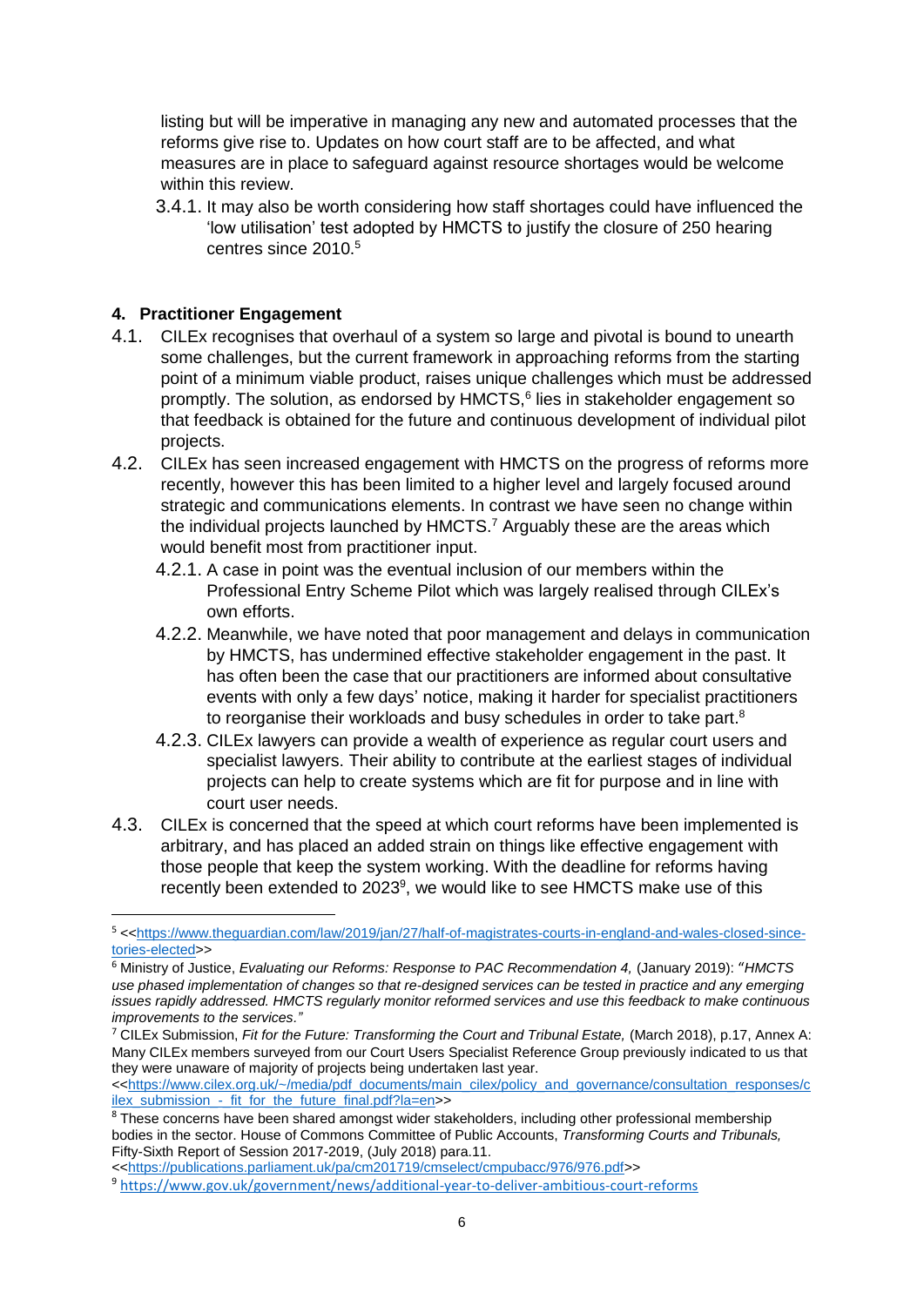listing but will be imperative in managing any new and automated processes that the reforms give rise to. Updates on how court staff are to be affected, and what measures are in place to safeguard against resource shortages would be welcome within this review.

3.4.1. It may also be worth considering how staff shortages could have influenced the 'low utilisation' test adopted by HMCTS to justify the closure of 250 hearing centres since 2010.[5]

## 4. Practitioner Engagement

4.1. CILEx recognises that overhaul of a system so large and pivotal is bound to unearth some challenges, but the current framework in approaching reforms from the starting point of a minimum viable product, raises unique challenges which must be addressed promptly. The solution, as endorsed by HMCTS,[6] lies in stakeholder engagement so that feedback is obtained for the future and continuous development of individual pilot projects.

4.2. CILEx has seen increased engagement with HMCTS on the progress of reforms more recently, however this has been limited to a higher level and largely focused around strategic and communications elements. In contrast we have seen no change within the individual projects launched by HMCTS.[7] Arguably these are the areas which would benefit most from practitioner input.

4.2.1. A case in point was the eventual inclusion of our members within the Professional Entry Scheme Pilot which was largely realised through CILEx's own efforts.

4.2.2. Meanwhile, we have noted that poor management and delays in communication by HMCTS, has undermined effective stakeholder engagement in the past. It has often been the case that our practitioners are informed about consultative events with only a few days' notice, making it harder for specialist practitioners to reorganise their workloads and busy schedules in order to take part.[8]

4.2.3. CILEx lawyers can provide a wealth of experience as regular court users and specialist lawyers. Their ability to contribute at the earliest stages of individual projects can help to create systems which are fit for purpose and in line with court user needs.

4.3. CILEx is concerned that the speed at which court reforms have been implemented is arbitrary, and has placed an added strain on things like effective engagement with those people that keep the system working. With the deadline for reforms having recently been extended to 2023[9], we would like to see HMCTS make use of this

---

[5] <<https://www.theguardian.com/law/2019/jan/27/half-of-magistrates-courts-in-england-and-wales-closed-since-tories-elected>>

[6] Ministry of Justice, *Evaluating our Reforms: Response to PAC Recommendation 4,* (January 2019): *"HMCTS use phased implementation of changes so that re-designed services can be tested in practice and any emerging issues rapidly addressed. HMCTS regularly monitor reformed services and use this feedback to make continuous improvements to the services."*

[7] CILEx Submission, *Fit for the Future: Transforming the Court and Tribunal Estate,* (March 2018), p.17, Annex A: Many CILEx members surveyed from our Court Users Specialist Reference Group previously indicated to us that they were unaware of majority of projects being undertaken last year. <<https://www.cilex.org.uk/~/media/pdf_documents/main_cilex/policy_and_governance/consultation_responses/cilex_submission_-_fit_for_the_future_final.pdf?la=en>>

[8] These concerns have been shared amongst wider stakeholders, including other professional membership bodies in the sector. House of Commons Committee of Public Accounts, *Transforming Courts and Tribunals,* Fifty-Sixth Report of Session 2017-2019, (July 2018) para.11. <<https://publications.parliament.uk/pa/cm201719/cmselect/cmpubacc/976/976.pdf>>

[9] https://www.gov.uk/government/news/additional-year-to-deliver-ambitious-court-reforms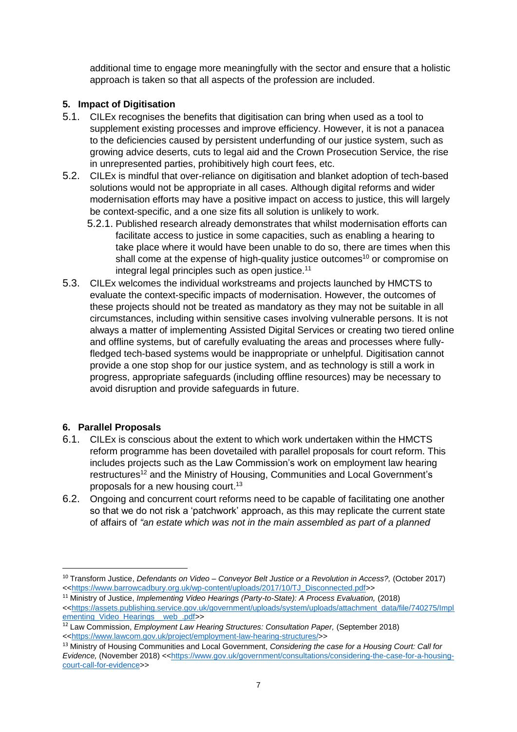additional time to engage more meaningfully with the sector and ensure that a holistic approach is taken so that all aspects of the profession are included.

## 5. Impact of Digitisation

5.1. CILEx recognises the benefits that digitisation can bring when used as a tool to supplement existing processes and improve efficiency. However, it is not a panacea to the deficiencies caused by persistent underfunding of our justice system, such as growing advice deserts, cuts to legal aid and the Crown Prosecution Service, the rise in unrepresented parties, prohibitively high court fees, etc.

5.2. CILEx is mindful that over-reliance on digitisation and blanket adoption of tech-based solutions would not be appropriate in all cases. Although digital reforms and wider modernisation efforts may have a positive impact on access to justice, this will largely be context-specific, and a one size fits all solution is unlikely to work.

5.2.1. Published research already demonstrates that whilst modernisation efforts can facilitate access to justice in some capacities, such as enabling a hearing to take place where it would have been unable to do so, there are times when this shall come at the expense of high-quality justice outcomes[10] or compromise on integral legal principles such as open justice.[11]

5.3. CILEx welcomes the individual workstreams and projects launched by HMCTS to evaluate the context-specific impacts of modernisation. However, the outcomes of these projects should not be treated as mandatory as they may not be suitable in all circumstances, including within sensitive cases involving vulnerable persons. It is not always a matter of implementing Assisted Digital Services or creating two tiered online and offline systems, but of carefully evaluating the areas and processes where fully-fledged tech-based systems would be inappropriate or unhelpful. Digitisation cannot provide a one stop shop for our justice system, and as technology is still a work in progress, appropriate safeguards (including offline resources) may be necessary to avoid disruption and provide safeguards in future.

## 6. Parallel Proposals

6.1. CILEx is conscious about the extent to which work undertaken within the HMCTS reform programme has been dovetailed with parallel proposals for court reform. This includes projects such as the Law Commission's work on employment law hearing restructures[12] and the Ministry of Housing, Communities and Local Government's proposals for a new housing court.[13]

6.2. Ongoing and concurrent court reforms need to be capable of facilitating one another so that we do not risk a 'patchwork' approach, as this may replicate the current state of affairs of *"an estate which was not in the main assembled as part of a planned*

---

[10] Transform Justice, *Defendants on Video – Conveyor Belt Justice or a Revolution in Access?,* (October 2017) <<https://www.barrowcadbury.org.uk/wp-content/uploads/2017/10/TJ_Disconnected.pdf>>

[11] Ministry of Justice, *Implementing Video Hearings (Party-to-State): A Process Evaluation,* (2018) <<https://assets.publishing.service.gov.uk/government/uploads/system/uploads/attachment_data/file/740275/Implementing_Video_Hearings__web_.pdf>>

[12] Law Commission, *Employment Law Hearing Structures: Consultation Paper,* (September 2018) <<https://www.lawcom.gov.uk/project/employment-law-hearing-structures/>>

[13] Ministry of Housing Communities and Local Government, *Considering the case for a Housing Court: Call for Evidence,* (November 2018) <<https://www.gov.uk/government/consultations/considering-the-case-for-a-housing-court-call-for-evidence>>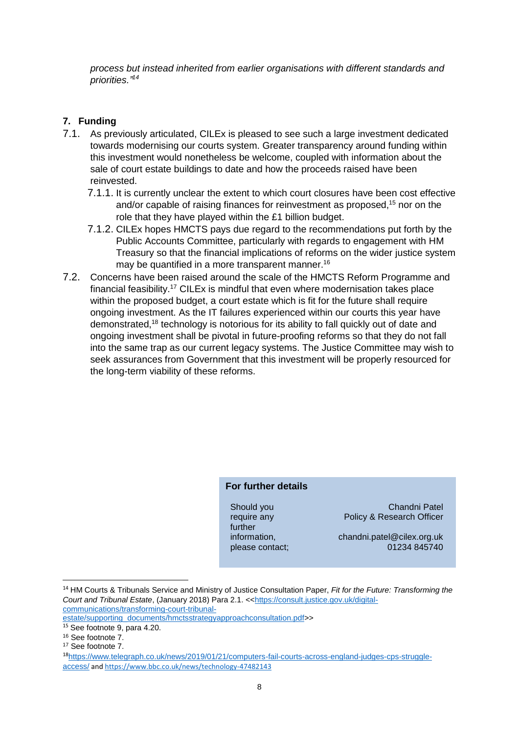*process but instead inherited from earlier organisations with different standards and priorities."*[14]

## 7. Funding

7.1. As previously articulated, CILEx is pleased to see such a large investment dedicated towards modernising our courts system. Greater transparency around funding within this investment would nonetheless be welcome, coupled with information about the sale of court estate buildings to date and how the proceeds raised have been reinvested.

   7.1.1. It is currently unclear the extent to which court closures have been cost effective and/or capable of raising finances for reinvestment as proposed,[15] nor on the role that they have played within the £1 billion budget.

   7.1.2. CILEx hopes HMCTS pays due regard to the recommendations put forth by the Public Accounts Committee, particularly with regards to engagement with HM Treasury so that the financial implications of reforms on the wider justice system may be quantified in a more transparent manner.[16]

7.2. Concerns have been raised around the scale of the HMCTS Reform Programme and financial feasibility.[17] CILEx is mindful that even where modernisation takes place within the proposed budget, a court estate which is fit for the future shall require ongoing investment. As the IT failures experienced within our courts this year have demonstrated,[18] technology is notorious for its ability to fall quickly out of date and ongoing investment shall be pivotal in future-proofing reforms so that they do not fall into the same trap as our current legacy systems. The Justice Committee may wish to seek assurances from Government that this investment will be properly resourced for the long-term viability of these reforms.

**For further details**

Should you require any further information, please contact;

Chandni Patel
Policy & Research Officer

chandni.patel@cilex.org.uk
01234 845740

---

[14] HM Courts & Tribunals Service and Ministry of Justice Consultation Paper, *Fit for the Future: Transforming the Court and Tribunal Estate*, (January 2018) Para 2.1. <<https://consult.justice.gov.uk/digital-communications/transforming-court-tribunal-estate/supporting_documents/hmctsstrategyapproachconsultation.pdf>>

[15] See footnote 9, para 4.20.

[16] See footnote 7.

[17] See footnote 7.

[18] https://www.telegraph.co.uk/news/2019/01/21/computers-fail-courts-across-england-judges-cps-struggle-access/ and https://www.bbc.co.uk/news/technology-47482143